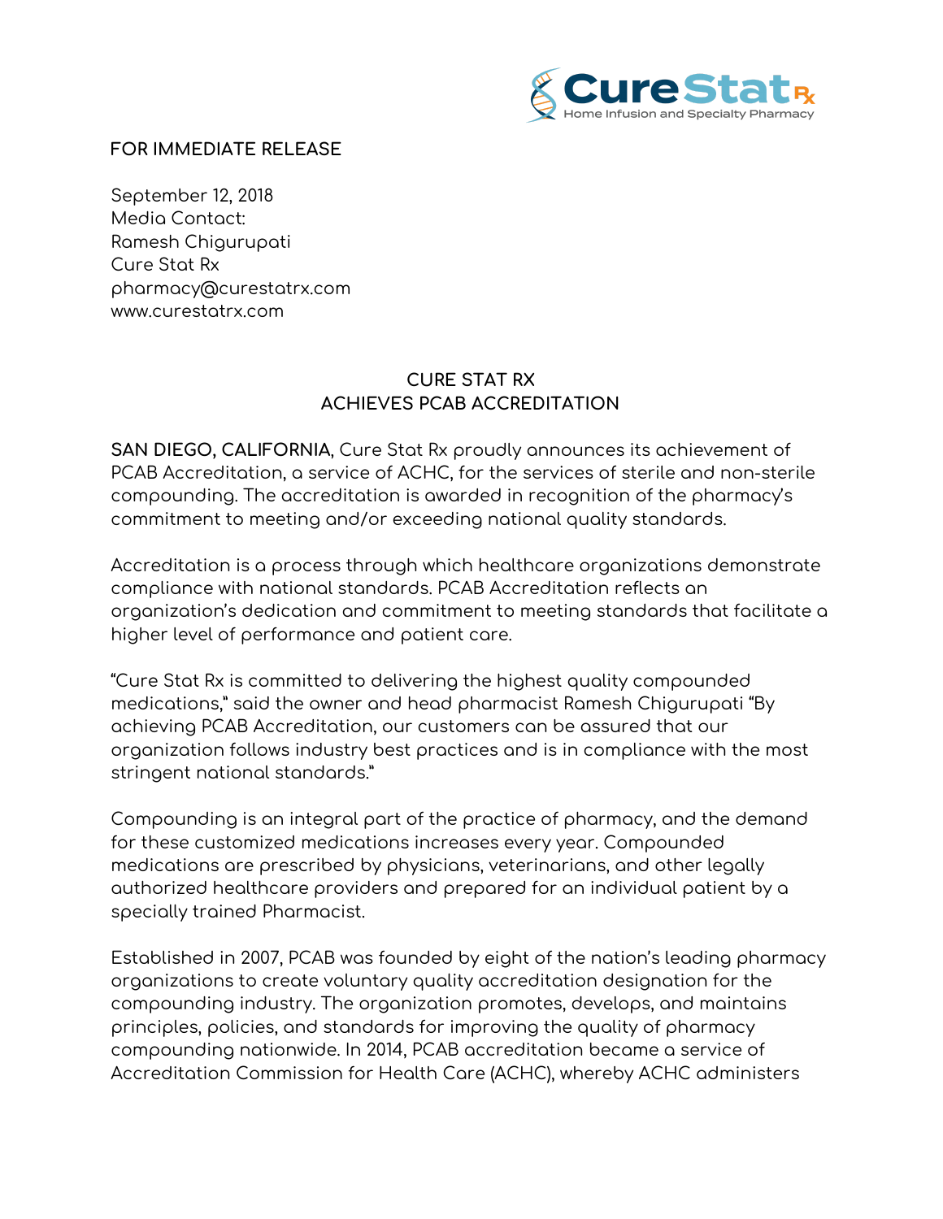FOR IMMEDIATE RELEASE

September 12, 2018
Media Contact:
Ramesh Chigurupati
Cure Stat Rx
pharmacy@curestatrx.com
www.curestatrx.com

# CURE STAT RX
# ACHIEVES PCAB ACCREDITATION

**SAN DIEGO, CALIFORNIA**, Cure Stat Rx proudly announces its achievement of PCAB Accreditation, a service of ACHC, for the services of sterile and non-sterile compounding. The accreditation is awarded in recognition of the pharmacy's commitment to meeting and/or exceeding national quality standards.

Accreditation is a process through which healthcare organizations demonstrate compliance with national standards. PCAB Accreditation reflects an organization's dedication and commitment to meeting standards that facilitate a higher level of performance and patient care.

"Cure Stat Rx is committed to delivering the highest quality compounded medications," said the owner and head pharmacist Ramesh Chigurupati "By achieving PCAB Accreditation, our customers can be assured that our organization follows industry best practices and is in compliance with the most stringent national standards."

Compounding is an integral part of the practice of pharmacy, and the demand for these customized medications increases every year. Compounded medications are prescribed by physicians, veterinarians, and other legally authorized healthcare providers and prepared for an individual patient by a specially trained Pharmacist.

Established in 2007, PCAB was founded by eight of the nation's leading pharmacy organizations to create voluntary quality accreditation designation for the compounding industry. The organization promotes, develops, and maintains principles, policies, and standards for improving the quality of pharmacy compounding nationwide. In 2014, PCAB accreditation became a service of Accreditation Commission for Health Care (ACHC), whereby ACHC administers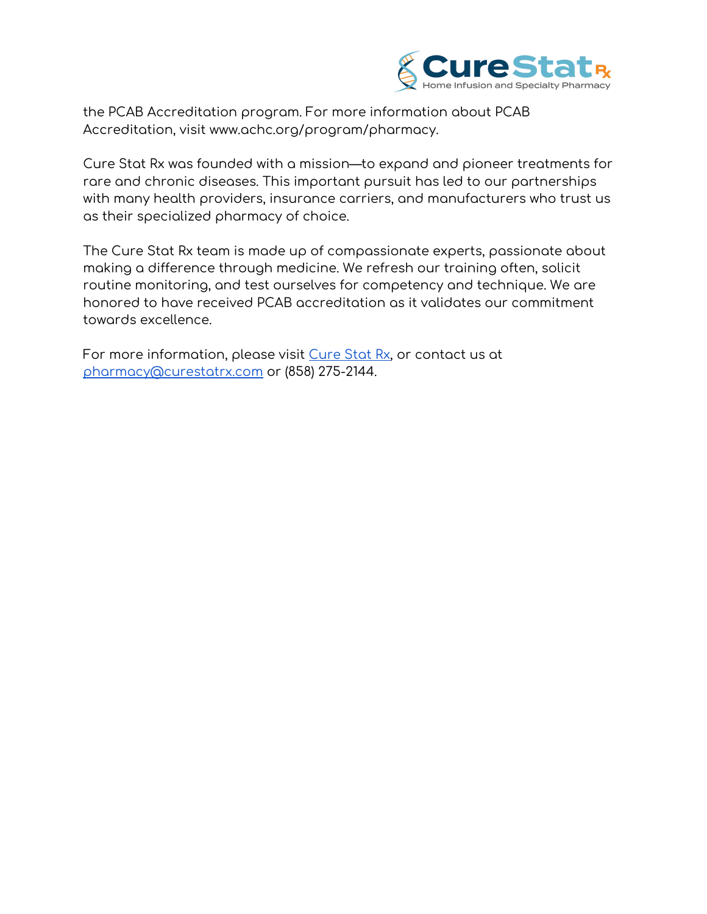the PCAB Accreditation program. For more information about PCAB Accreditation, visit www.achc.org/program/pharmacy.

Cure Stat Rx was founded with a mission—to expand and pioneer treatments for rare and chronic diseases. This important pursuit has led to our partnerships with many health providers, insurance carriers, and manufacturers who trust us as their specialized pharmacy of choice.

The Cure Stat Rx team is made up of compassionate experts, passionate about making a difference through medicine. We refresh our training often, solicit routine monitoring, and test ourselves for competency and technique. We are honored to have received PCAB accreditation as it validates our commitment towards excellence.

For more information, please visit Cure Stat Rx, or contact us at pharmacy@curestatrx.com or (858) 275-2144.